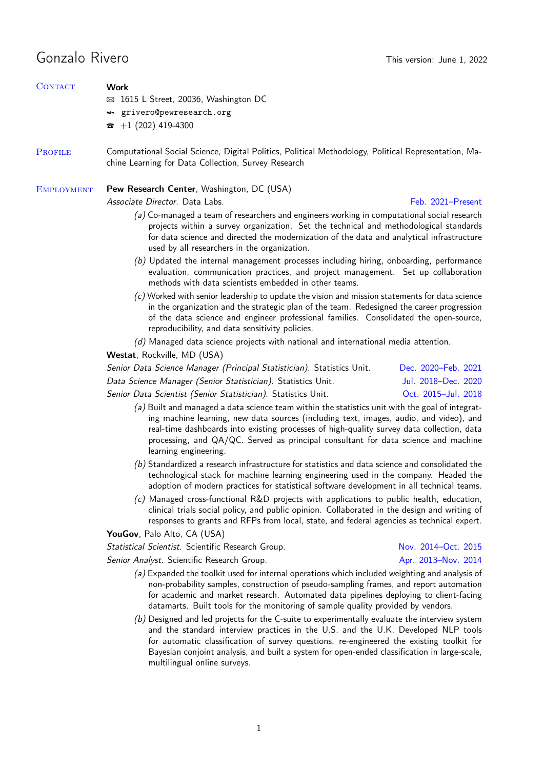# Gonzalo Rivero

This version: June 1, 2022

## Contact

**Work**

- 1615 L Street, 20036, Washington DC
- grivero@pewresearch.org
- +1 (202) 419-4300

## Profile

Computational Social Science, Digital Politics, Political Methodology, Political Representation, Machine Learning for Data Collection, Survey Research

## Employment

**Pew Research Center**, Washington, DC (USA)

*Associate Director.* Data Labs. — Feb. 2021–Present

(a) Co-managed a team of researchers and engineers working in computational social research projects within a survey organization. Set the technical and methodological standards for data science and directed the modernization of the data and analytical infrastructure used by all researchers in the organization.

(b) Updated the internal management processes including hiring, onboarding, performance evaluation, communication practices, and project management. Set up collaboration methods with data scientists embedded in other teams.

(c) Worked with senior leadership to update the vision and mission statements for data science in the organization and the strategic plan of the team. Redesigned the career progression of the data science and engineer professional families. Consolidated the open-source, reproducibility, and data sensitivity policies.

(d) Managed data science projects with national and international media attention.

**Westat**, Rockville, MD (USA)

*Senior Data Science Manager (Principal Statistician).* Statistics Unit. — Dec. 2020–Feb. 2021

*Data Science Manager (Senior Statistician).* Statistics Unit. — Jul. 2018–Dec. 2020

*Senior Data Scientist (Senior Statistician).* Statistics Unit. — Oct. 2015–Jul. 2018

(a) Built and managed a data science team within the statistics unit with the goal of integrating machine learning, new data sources (including text, images, audio, and video), and real-time dashboards into existing processes of high-quality survey data collection, data processing, and QA/QC. Served as principal consultant for data science and machine learning engineering.

(b) Standardized a research infrastructure for statistics and data science and consolidated the technological stack for machine learning engineering used in the company. Headed the adoption of modern practices for statistical software development in all technical teams.

(c) Managed cross-functional R&D projects with applications to public health, education, clinical trials social policy, and public opinion. Collaborated in the design and writing of responses to grants and RFPs from local, state, and federal agencies as technical expert.

**YouGov**, Palo Alto, CA (USA)

*Statistical Scientist.* Scientific Research Group. — Nov. 2014–Oct. 2015

*Senior Analyst.* Scientific Research Group. — Apr. 2013–Nov. 2014

(a) Expanded the toolkit used for internal operations which included weighting and analysis of non-probability samples, construction of pseudo-sampling frames, and report automation for academic and market research. Automated data pipelines deploying to client-facing datamarts. Built tools for the monitoring of sample quality provided by vendors.

(b) Designed and led projects for the C-suite to experimentally evaluate the interview system and the standard interview practices in the U.S. and the U.K. Developed NLP tools for automatic classification of survey questions, re-engineered the existing toolkit for Bayesian conjoint analysis, and built a system for open-ended classification in large-scale, multilingual online surveys.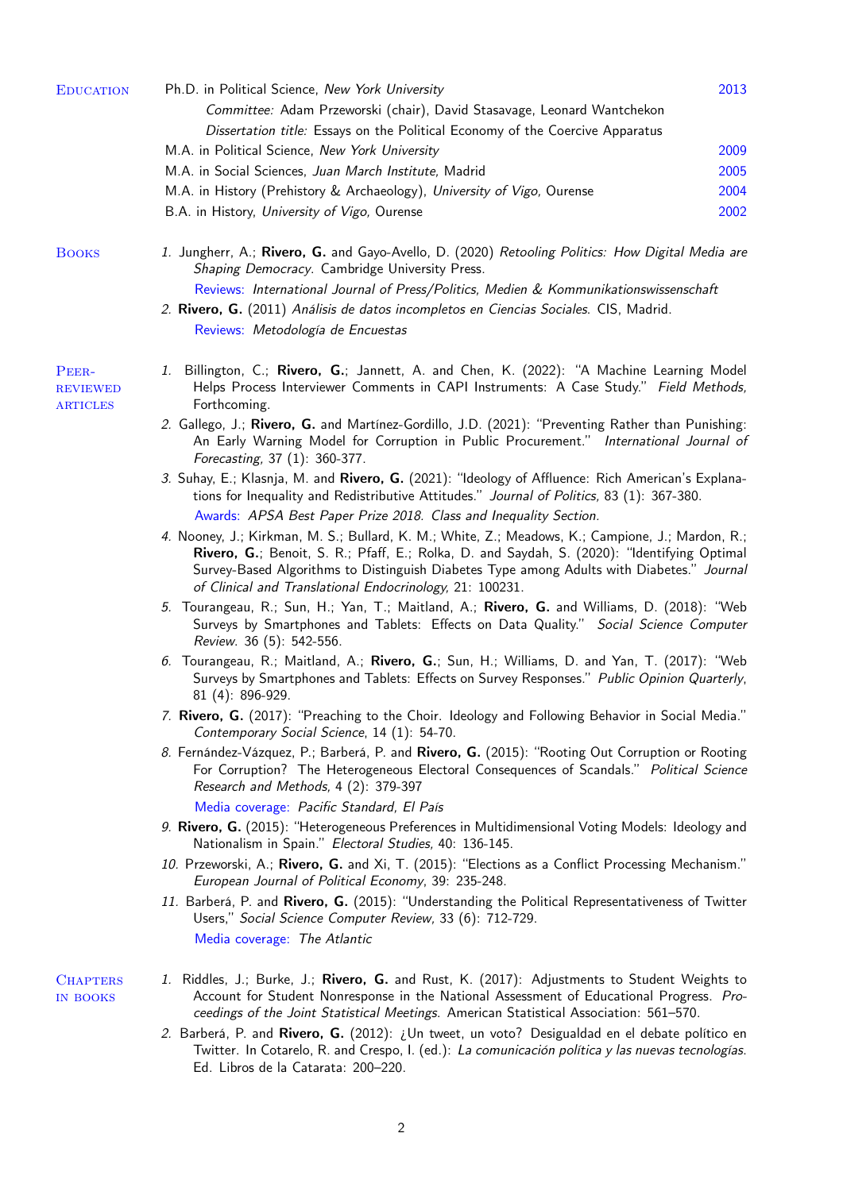## Education

Ph.D. in Political Science, *New York University* — 2013

*Committee:* Adam Przeworski (chair), David Stasavage, Leonard Wantchekon

*Dissertation title:* Essays on the Political Economy of the Coercive Apparatus

M.A. in Political Science, *New York University* — 2009

M.A. in Social Sciences, *Juan March Institute,* Madrid — 2005

M.A. in History (Prehistory & Archaeology), *University of Vigo,* Ourense — 2004

B.A. in History, *University of Vigo,* Ourense — 2002

## Books

1. Jungherr, A.; **Rivero, G.** and Gayo-Avello, D. (2020) *Retooling Politics: How Digital Media are Shaping Democracy.* Cambridge University Press.
   Reviews: *International Journal of Press/Politics, Medien & Kommunikationswissenschaft*
2. **Rivero, G.** (2011) *Análisis de datos incompletos en Ciencias Sociales*. CIS, Madrid.
   Reviews: *Metodología de Encuestas*

## Peer-reviewed Articles

1. Billington, C.; **Rivero, G.**; Jannett, A. and Chen, K. (2022): "A Machine Learning Model Helps Process Interviewer Comments in CAPI Instruments: A Case Study." *Field Methods,* Forthcoming.
2. Gallego, J.; **Rivero, G.** and Martínez-Gordillo, J.D. (2021): "Preventing Rather than Punishing: An Early Warning Model for Corruption in Public Procurement." *International Journal of Forecasting,* 37 (1): 360-377.
3. Suhay, E.; Klasnja, M. and **Rivero, G.** (2021): "Ideology of Affluence: Rich American's Explanations for Inequality and Redistributive Attitudes." *Journal of Politics,* 83 (1): 367-380.
   Awards: *APSA Best Paper Prize 2018. Class and Inequality Section.*
4. Nooney, J.; Kirkman, M. S.; Bullard, K. M.; White, Z.; Meadows, K.; Campione, J.; Mardon, R.; **Rivero, G.**; Benoit, S. R.; Pfaff, E.; Rolka, D. and Saydah, S. (2020): "Identifying Optimal Survey-Based Algorithms to Distinguish Diabetes Type among Adults with Diabetes." *Journal of Clinical and Translational Endocrinology,* 21: 100231.
5. Tourangeau, R.; Sun, H.; Yan, T.; Maitland, A.; **Rivero, G.** and Williams, D. (2018): "Web Surveys by Smartphones and Tablets: Effects on Data Quality." *Social Science Computer Review.* 36 (5): 542-556.
6. Tourangeau, R.; Maitland, A.; **Rivero, G.**; Sun, H.; Williams, D. and Yan, T. (2017): "Web Surveys by Smartphones and Tablets: Effects on Survey Responses." *Public Opinion Quarterly*, 81 (4): 896-929.
7. **Rivero, G.** (2017): "Preaching to the Choir. Ideology and Following Behavior in Social Media." *Contemporary Social Science*, 14 (1): 54-70.
8. Fernández-Vázquez, P.; Barberá, P. and **Rivero, G.** (2015): "Rooting Out Corruption or Rooting For Corruption? The Heterogeneous Electoral Consequences of Scandals." *Political Science Research and Methods,* 4 (2): 379-397
   Media coverage: *Pacific Standard, El País*
9. **Rivero, G.** (2015): "Heterogeneous Preferences in Multidimensional Voting Models: Ideology and Nationalism in Spain." *Electoral Studies,* 40: 136-145.
10. Przeworski, A.; **Rivero, G.** and Xi, T. (2015): "Elections as a Conflict Processing Mechanism." *European Journal of Political Economy*, 39: 235-248.
11. Barberá, P. and **Rivero, G.** (2015): "Understanding the Political Representativeness of Twitter Users," *Social Science Computer Review,* 33 (6): 712-729.
    Media coverage: *The Atlantic*

## Chapters in Books

1. Riddles, J.; Burke, J.; **Rivero, G.** and Rust, K. (2017): Adjustments to Student Weights to Account for Student Nonresponse in the National Assessment of Educational Progress. *Proceedings of the Joint Statistical Meetings.* American Statistical Association: 561–570.
2. Barberá, P. and **Rivero, G.** (2012): ¿Un tweet, un voto? Desigualdad en el debate político en Twitter. In Cotarelo, R. and Crespo, I. (ed.): *La comunicación política y las nuevas tecnologías.* Ed. Libros de la Catarata: 200–220.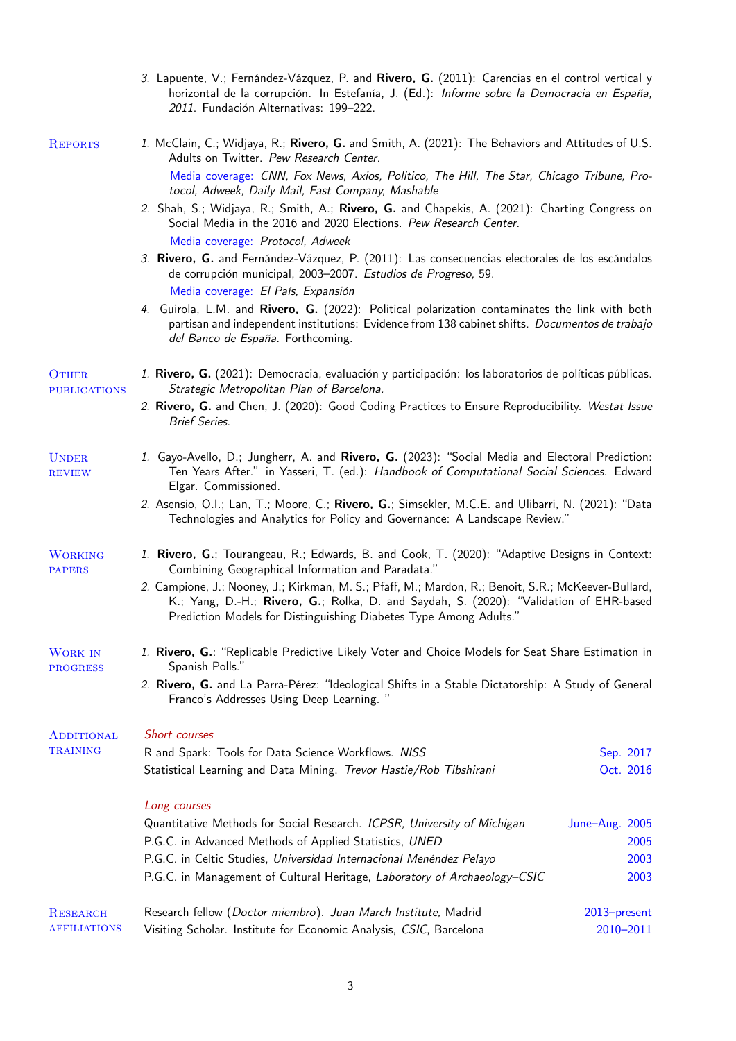3. Lapuente, V.; Fernández-Vázquez, P. and **Rivero, G.** (2011): Carencias en el control vertical y horizontal de la corrupción. In Estefanía, J. (Ed.): *Informe sobre la Democracia en España, 2011*. Fundación Alternativas: 199–222.

## Reports

1. McClain, C.; Widjaya, R.; **Rivero, G.** and Smith, A. (2021): The Behaviors and Attitudes of U.S. Adults on Twitter. *Pew Research Center.*
   Media coverage: *CNN, Fox News, Axios, Politico, The Hill, The Star, Chicago Tribune, Protocol, Adweek, Daily Mail, Fast Company, Mashable*
2. Shah, S.; Widjaya, R.; Smith, A.; **Rivero, G.** and Chapekis, A. (2021): Charting Congress on Social Media in the 2016 and 2020 Elections. *Pew Research Center.*
   Media coverage: *Protocol, Adweek*
3. **Rivero, G.** and Fernández-Vázquez, P. (2011): Las consecuencias electorales de los escándalos de corrupción municipal, 2003–2007. *Estudios de Progreso*, 59.
   Media coverage: *El País, Expansión*
4. Guirola, L.M. and **Rivero, G.** (2022): Political polarization contaminates the link with both partisan and independent institutions: Evidence from 138 cabinet shifts. *Documentos de trabajo del Banco de España*. Forthcoming.

## Other publications

1. **Rivero, G.** (2021): Democracia, evaluación y participación: los laboratorios de políticas públicas. *Strategic Metropolitan Plan of Barcelona.*
2. **Rivero, G.** and Chen, J. (2020): Good Coding Practices to Ensure Reproducibility. *Westat Issue Brief Series.*

## Under review

1. Gayo-Avello, D.; Jungherr, A. and **Rivero, G.** (2023): "Social Media and Electoral Prediction: Ten Years After." in Yasseri, T. (ed.): *Handbook of Computational Social Sciences*. Edward Elgar. Commissioned.
2. Asensio, O.I.; Lan, T.; Moore, C.; **Rivero, G.**; Simsekler, M.C.E. and Ulibarri, N. (2021): "Data Technologies and Analytics for Policy and Governance: A Landscape Review."

## Working papers

1. **Rivero, G.**; Tourangeau, R.; Edwards, B. and Cook, T. (2020): "Adaptive Designs in Context: Combining Geographical Information and Paradata."
2. Campione, J.; Nooney, J.; Kirkman, M. S.; Pfaff, M.; Mardon, R.; Benoit, S.R.; McKeever-Bullard, K.; Yang, D.-H.; **Rivero, G.**; Rolka, D. and Saydah, S. (2020): "Validation of EHR-based Prediction Models for Distinguishing Diabetes Type Among Adults."

## Work in progress

1. **Rivero, G.**: "Replicable Predictive Likely Voter and Choice Models for Seat Share Estimation in Spanish Polls."
2. **Rivero, G.** and La Parra-Pérez: "Ideological Shifts in a Stable Dictatorship: A Study of General Franco's Addresses Using Deep Learning. "

## Additional training

*Short courses*

- R and Spark: Tools for Data Science Workflows. *NISS* — Sep. 2017
- Statistical Learning and Data Mining. *Trevor Hastie/Rob Tibshirani* — Oct. 2016

*Long courses*

- Quantitative Methods for Social Research. *ICPSR, University of Michigan* — June–Aug. 2005
- P.G.C. in Advanced Methods of Applied Statistics, *UNED* — 2005
- P.G.C. in Celtic Studies, *Universidad Internacional Menéndez Pelayo* — 2003
- P.G.C. in Management of Cultural Heritage, *Laboratory of Archaeology–CSIC* — 2003

## Research affiliations

- Research fellow (*Doctor miembro*). *Juan March Institute*, Madrid — 2013–present
- Visiting Scholar. Institute for Economic Analysis, *CSIC*, Barcelona — 2010–2011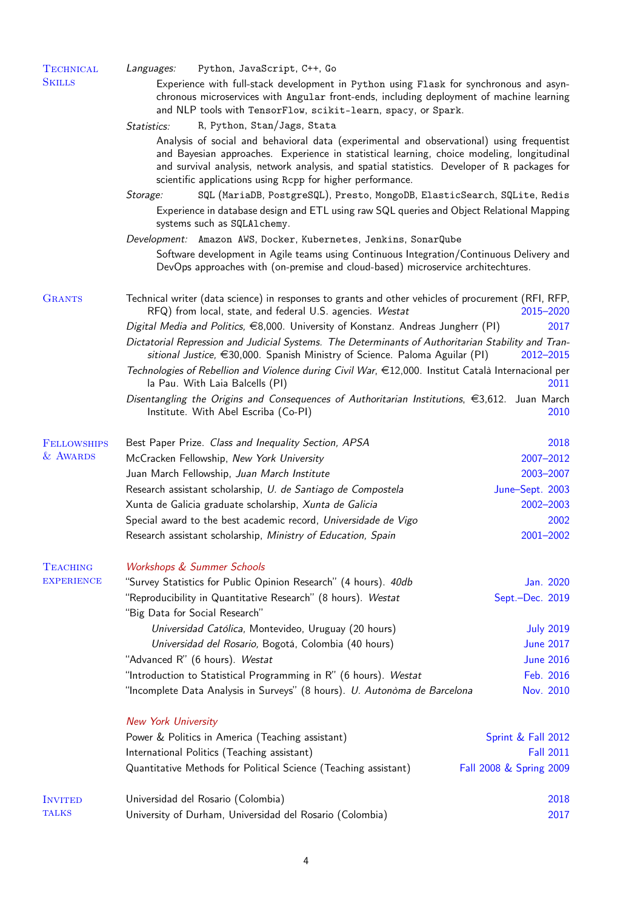## Technical Skills

*Languages:* `Python`, `JavaScript`, `C++`, `Go`

Experience with full-stack development in `Python` using `Flask` for synchronous and asynchronous microservices with `Angular` front-ends, including deployment of machine learning and NLP tools with `TensorFlow`, `scikit-learn`, `spacy`, or `Spark`.

*Statistics:* `R`, `Python`, `Stan/Jags`, `Stata`

Analysis of social and behavioral data (experimental and observational) using frequentist and Bayesian approaches. Experience in statistical learning, choice modeling, longitudinal and survival analysis, network analysis, and spatial statistics. Developer of `R` packages for scientific applications using `Rcpp` for higher performance.

*Storage:* `SQL` (`MariaDB`, `PostgreSQL`), `Presto`, `MongoDB`, `ElasticSearch`, `SQLite`, `Redis`

Experience in database design and ETL using raw SQL queries and Object Relational Mapping systems such as `SQLAlchemy`.

*Development:* `Amazon AWS`, `Docker`, `Kubernetes`, `Jenkins`, `SonarQube`

Software development in Agile teams using Continuous Integration/Continuous Delivery and DevOps approaches with (on-premise and cloud-based) microservice architechtures.

## Grants

- Technical writer (data science) in responses to grants and other vehicles of procurement (RFI, RFP, RFQ) from local, state, and federal U.S. agencies. *Westat* — 2015–2020
- *Digital Media and Politics*, €8,000. University of Konstanz. Andreas Jungherr (PI) — 2017
- *Dictatorial Repression and Judicial Systems. The Determinants of Authoritarian Stability and Transitional Justice*, €30,000. Spanish Ministry of Science. Paloma Aguilar (PI) — 2012–2015
- *Technologies of Rebellion and Violence during Civil War*, €12,000. Institut Català Internacional per la Pau. With Laia Balcells (PI) — 2011
- *Disentangling the Origins and Consequences of Authoritarian Institutions*, €3,612. Juan March Institute. With Abel Escriba (Co-PI) — 2010

## Fellowships & Awards

- Best Paper Prize. *Class and Inequality Section, APSA* — 2018
- McCracken Fellowship, *New York University* — 2007–2012
- Juan March Fellowship, *Juan March Institute* — 2003–2007
- Research assistant scholarship, *U. de Santiago de Compostela* — June–Sept. 2003
- Xunta de Galicia graduate scholarship, *Xunta de Galicia* — 2002–2003
- Special award to the best academic record, *Universidade de Vigo* — 2002
- Research assistant scholarship, *Ministry of Education, Spain* — 2001–2002

## Teaching Experience

### *Workshops & Summer Schools*

- "Survey Statistics for Public Opinion Research" (4 hours). *40db* — Jan. 2020
- "Reproducibility in Quantitative Research" (8 hours). *Westat* — Sept.–Dec. 2019
- "Big Data for Social Research"
  - *Universidad Católica,* Montevideo, Uruguay (20 hours) — July 2019
  - *Universidad del Rosario,* Bogotá, Colombia (40 hours) — June 2017
- "Advanced R" (6 hours). *Westat* — June 2016
- "Introduction to Statistical Programming in R" (6 hours). *Westat* — Feb. 2016
- "Incomplete Data Analysis in Surveys" (8 hours). *U. Autonòma de Barcelona* — Nov. 2010

### *New York University*

- Power & Politics in America (Teaching assistant) — Sprint & Fall 2012
- International Politics (Teaching assistant) — Fall 2011
- Quantitative Methods for Political Science (Teaching assistant) — Fall 2008 & Spring 2009

## Invited Talks

- Universidad del Rosario (Colombia) — 2018
- University of Durham, Universidad del Rosario (Colombia) — 2017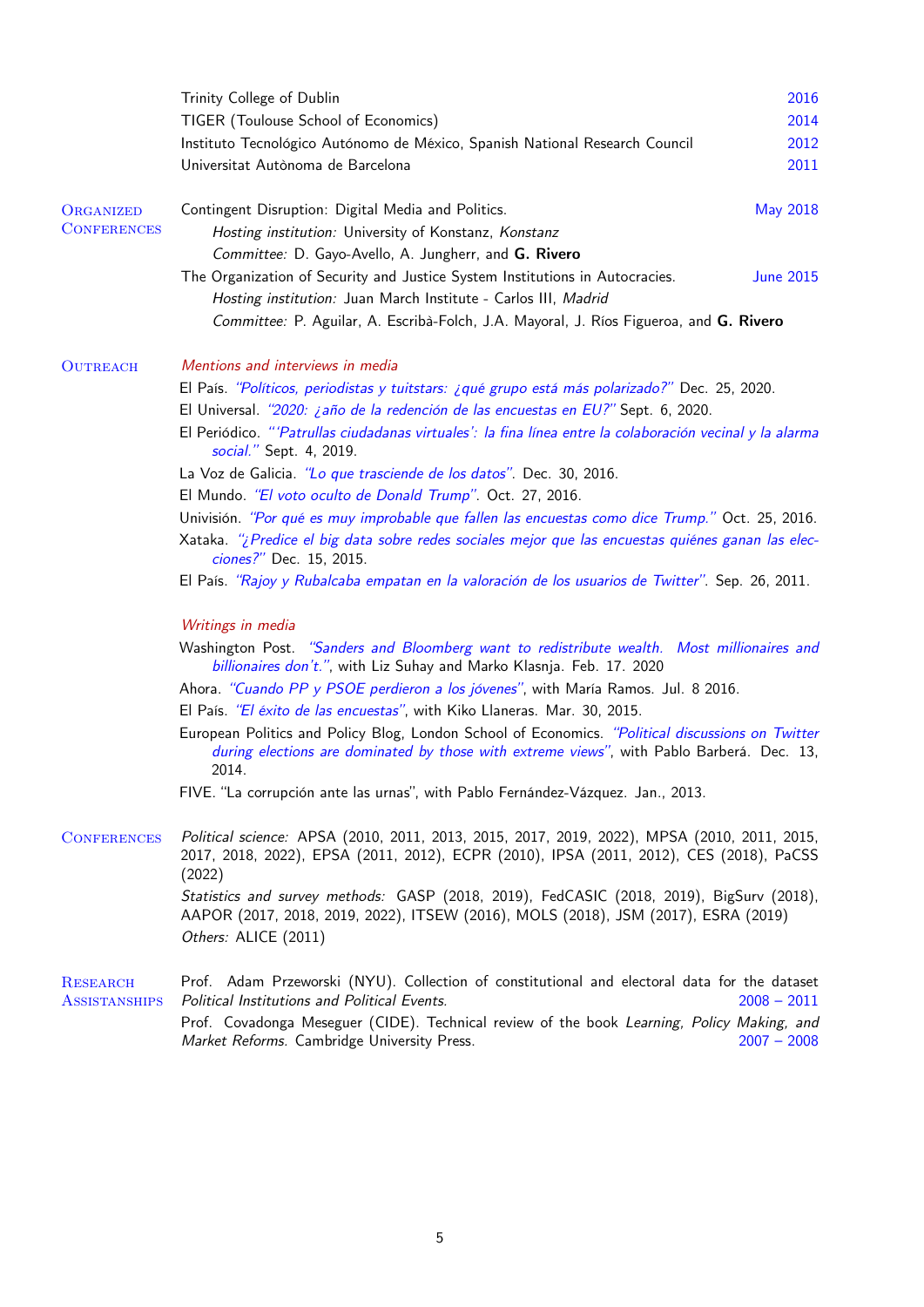Trinity College of Dublin 2016
TIGER (Toulouse School of Economics) 2014
Instituto Tecnológico Autónomo de México, Spanish National Research Council 2012
Universitat Autònoma de Barcelona 2011

## Organized Conferences

Contingent Disruption: Digital Media and Politics. May 2018
*Hosting institution:* University of Konstanz, *Konstanz*
*Committee:* D. Gayo-Avello, A. Jungherr, and **G. Rivero**

The Organization of Security and Justice System Institutions in Autocracies. June 2015
*Hosting institution:* Juan March Institute - Carlos III, *Madrid*
*Committee:* P. Aguilar, A. Escribà-Folch, J.A. Mayoral, J. Ríos Figueroa, and **G. Rivero**

## Outreach

*Mentions and interviews in media*

El País. *"Políticos, periodistas y tuitstars: ¿qué grupo está más polarizado?"* Dec. 25, 2020.
El Universal. *"2020: ¿año de la redención de las encuestas en EU?"* Sept. 6, 2020.
El Periódico. *"'Patrullas ciudadanas virtuales': la fina línea entre la colaboración vecinal y la alarma social."* Sept. 4, 2019.
La Voz de Galicia. *"Lo que trasciende de los datos"*. Dec. 30, 2016.
El Mundo. *"El voto oculto de Donald Trump"*. Oct. 27, 2016.
Univisión. *"Por qué es muy improbable que fallen las encuestas como dice Trump."* Oct. 25, 2016.
Xataka. *"¿Predice el big data sobre redes sociales mejor que las encuestas quiénes ganan las elecciones?"* Dec. 15, 2015.
El País. *"Rajoy y Rubalcaba empatan en la valoración de los usuarios de Twitter"*. Sep. 26, 2011.

*Writings in media*

Washington Post. *"Sanders and Bloomberg want to redistribute wealth. Most millionaires and billionaires don't."*, with Liz Suhay and Marko Klasnja. Feb. 17. 2020
Ahora. *"Cuando PP y PSOE perdieron a los jóvenes"*, with María Ramos. Jul. 8 2016.
El País. *"El éxito de las encuestas"*, with Kiko Llaneras. Mar. 30, 2015.
European Politics and Policy Blog, London School of Economics. *"Political discussions on Twitter during elections are dominated by those with extreme views"*, with Pablo Barberá. Dec. 13, 2014.
FIVE. "La corrupción ante las urnas", with Pablo Fernández-Vázquez. Jan., 2013.

## Conferences

*Political science:* APSA (2010, 2011, 2013, 2015, 2017, 2019, 2022), MPSA (2010, 2011, 2015, 2017, 2018, 2022), EPSA (2011, 2012), ECPR (2010), IPSA (2011, 2012), CES (2018), PaCSS (2022)
*Statistics and survey methods:* GASP (2018, 2019), FedCASIC (2018, 2019), BigSurv (2018), AAPOR (2017, 2018, 2019, 2022), ITSEW (2016), MOLS (2018), JSM (2017), ESRA (2019)
*Others:* ALICE (2011)

## Research Assistanships

Prof. Adam Przeworski (NYU). Collection of constitutional and electoral data for the dataset *Political Institutions and Political Events.* 2008 – 2011
Prof. Covadonga Meseguer (CIDE). Technical review of the book *Learning, Policy Making, and Market Reforms.* Cambridge University Press. 2007 – 2008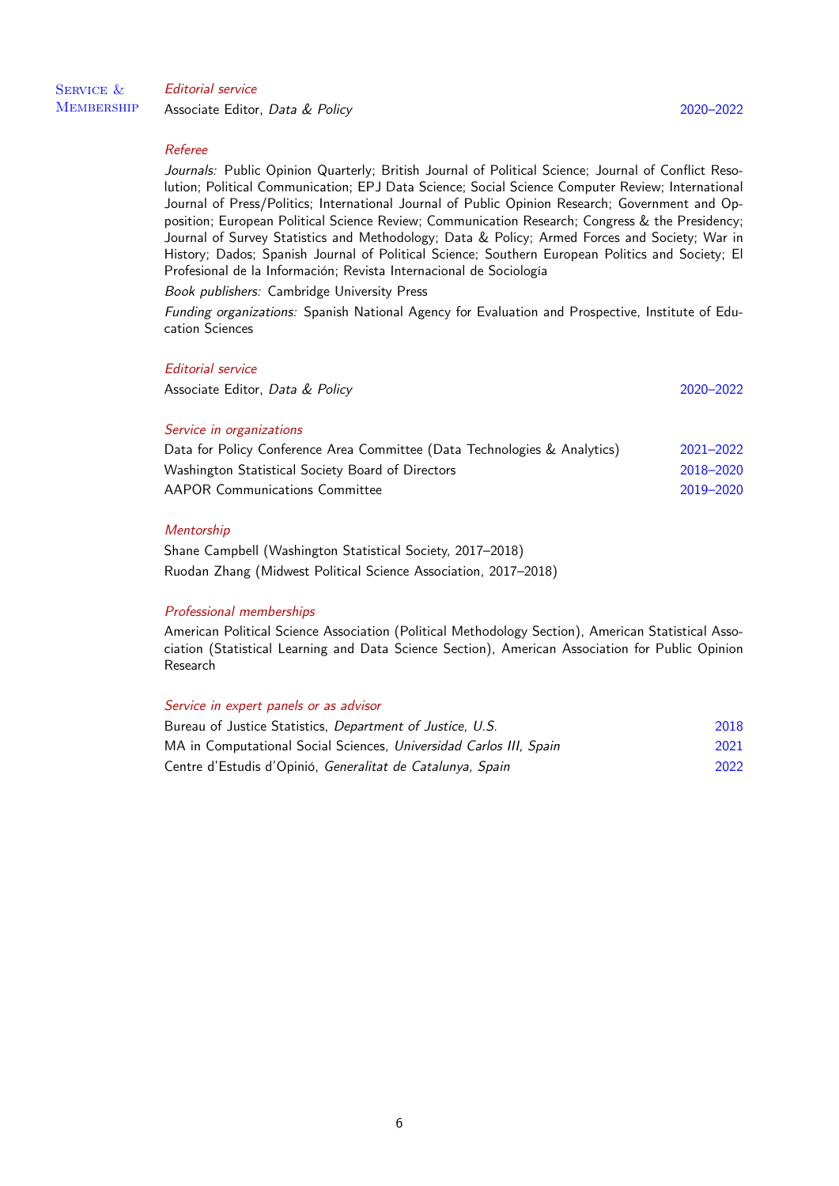## Service & Membership

*Editorial service*

Associate Editor, *Data & Policy* 2020–2022

*Referee*

*Journals:* Public Opinion Quarterly; British Journal of Political Science; Journal of Conflict Resolution; Political Communication; EPJ Data Science; Social Science Computer Review; International Journal of Press/Politics; International Journal of Public Opinion Research; Government and Opposition; European Political Science Review; Communication Research; Congress & the Presidency; Journal of Survey Statistics and Methodology; Data & Policy; Armed Forces and Society; War in History; Dados; Spanish Journal of Political Science; Southern European Politics and Society; El Profesional de la Información; Revista Internacional de Sociología

*Book publishers:* Cambridge University Press

*Funding organizations:* Spanish National Agency for Evaluation and Prospective, Institute of Education Sciences

*Editorial service*

Associate Editor, *Data & Policy* 2020–2022

*Service in organizations*

Data for Policy Conference Area Committee (Data Technologies & Analytics) 2021–2022
Washington Statistical Society Board of Directors 2018–2020
AAPOR Communications Committee 2019–2020

*Mentorship*

Shane Campbell (Washington Statistical Society, 2017–2018)
Ruodan Zhang (Midwest Political Science Association, 2017–2018)

*Professional memberships*

American Political Science Association (Political Methodology Section), American Statistical Association (Statistical Learning and Data Science Section), American Association for Public Opinion Research

*Service in expert panels or as advisor*

Bureau of Justice Statistics, *Department of Justice, U.S.* 2018
MA in Computational Social Sciences, *Universidad Carlos III, Spain* 2021
Centre d'Estudis d'Opinió, *Generalitat de Catalunya, Spain* 2022